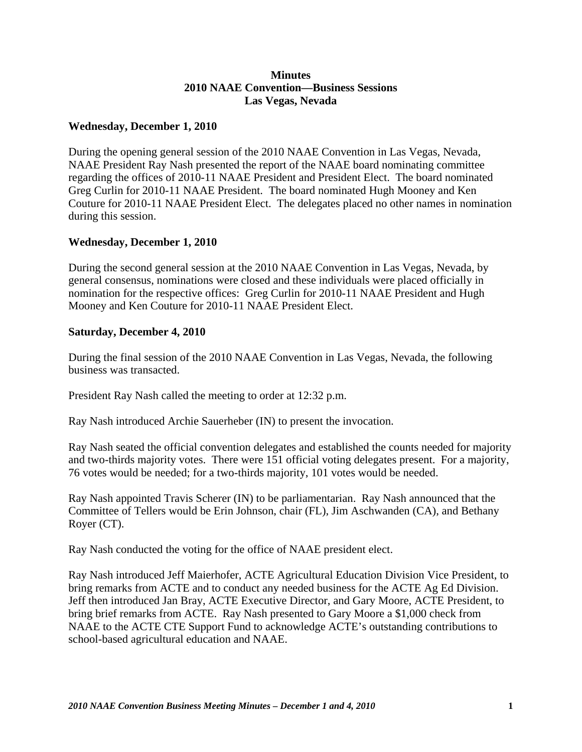# Minutes
## 2010 NAAE Convention—Business Sessions
## Las Vegas, Nevada

**Wednesday, December 1, 2010**

During the opening general session of the 2010 NAAE Convention in Las Vegas, Nevada, NAAE President Ray Nash presented the report of the NAAE board nominating committee regarding the offices of 2010-11 NAAE President and President Elect. The board nominated Greg Curlin for 2010-11 NAAE President. The board nominated Hugh Mooney and Ken Couture for 2010-11 NAAE President Elect. The delegates placed no other names in nomination during this session.

**Wednesday, December 1, 2010**

During the second general session at the 2010 NAAE Convention in Las Vegas, Nevada, by general consensus, nominations were closed and these individuals were placed officially in nomination for the respective offices: Greg Curlin for 2010-11 NAAE President and Hugh Mooney and Ken Couture for 2010-11 NAAE President Elect.

**Saturday, December 4, 2010**

During the final session of the 2010 NAAE Convention in Las Vegas, Nevada, the following business was transacted.

President Ray Nash called the meeting to order at 12:32 p.m.

Ray Nash introduced Archie Sauerheber (IN) to present the invocation.

Ray Nash seated the official convention delegates and established the counts needed for majority and two-thirds majority votes. There were 151 official voting delegates present. For a majority, 76 votes would be needed; for a two-thirds majority, 101 votes would be needed.

Ray Nash appointed Travis Scherer (IN) to be parliamentarian. Ray Nash announced that the Committee of Tellers would be Erin Johnson, chair (FL), Jim Aschwanden (CA), and Bethany Royer (CT).

Ray Nash conducted the voting for the office of NAAE president elect.

Ray Nash introduced Jeff Maierhofer, ACTE Agricultural Education Division Vice President, to bring remarks from ACTE and to conduct any needed business for the ACTE Ag Ed Division. Jeff then introduced Jan Bray, ACTE Executive Director, and Gary Moore, ACTE President, to bring brief remarks from ACTE. Ray Nash presented to Gary Moore a $1,000 check from NAAE to the ACTE CTE Support Fund to acknowledge ACTE's outstanding contributions to school-based agricultural education and NAAE.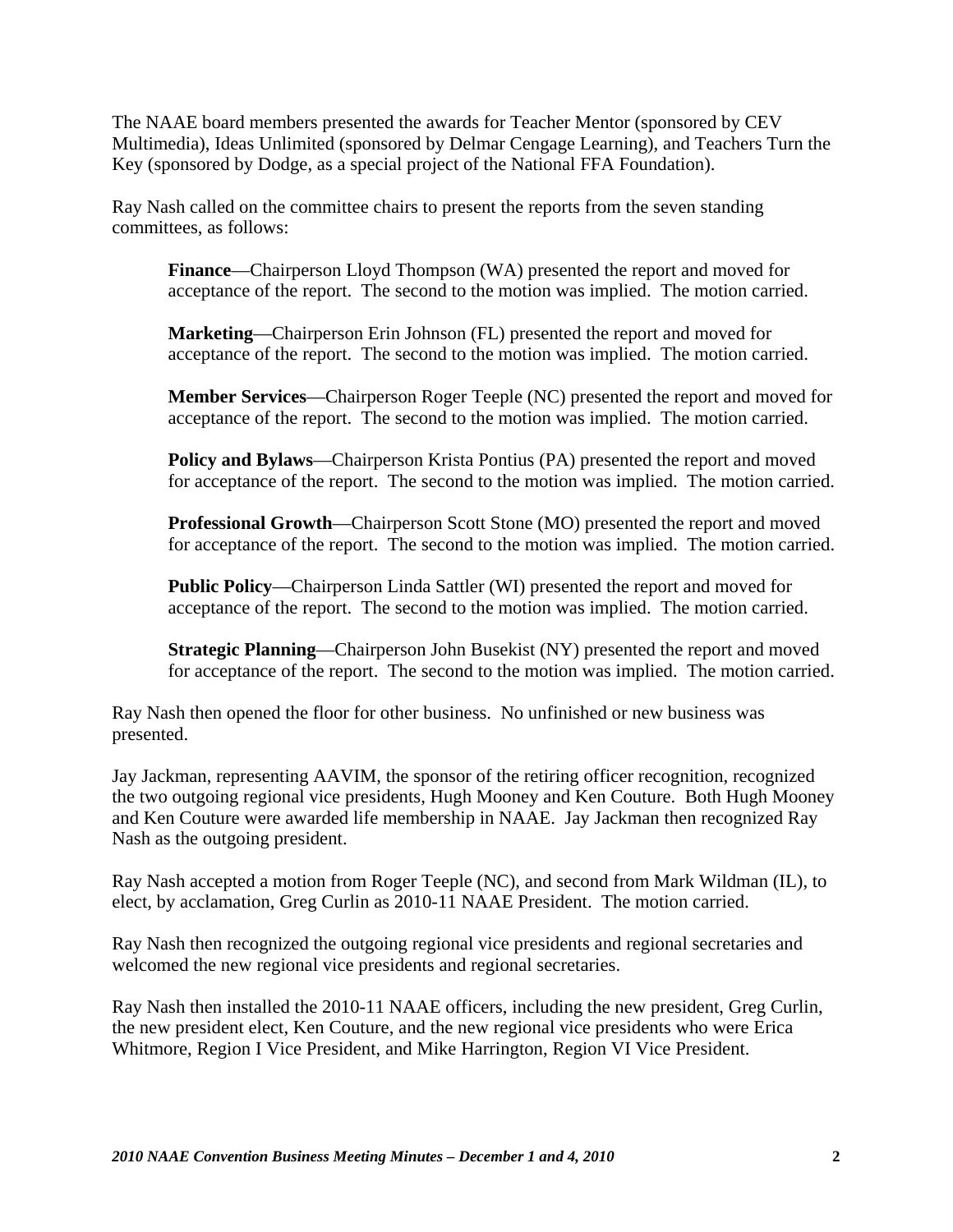The NAAE board members presented the awards for Teacher Mentor (sponsored by CEV Multimedia), Ideas Unlimited (sponsored by Delmar Cengage Learning), and Teachers Turn the Key (sponsored by Dodge, as a special project of the National FFA Foundation).

Ray Nash called on the committee chairs to present the reports from the seven standing committees, as follows:

> **Finance**—Chairperson Lloyd Thompson (WA) presented the report and moved for acceptance of the report. The second to the motion was implied. The motion carried.
>
> **Marketing**—Chairperson Erin Johnson (FL) presented the report and moved for acceptance of the report. The second to the motion was implied. The motion carried.
>
> **Member Services**—Chairperson Roger Teeple (NC) presented the report and moved for acceptance of the report. The second to the motion was implied. The motion carried.
>
> **Policy and Bylaws**—Chairperson Krista Pontius (PA) presented the report and moved for acceptance of the report. The second to the motion was implied. The motion carried.
>
> **Professional Growth**—Chairperson Scott Stone (MO) presented the report and moved for acceptance of the report. The second to the motion was implied. The motion carried.
>
> **Public Policy**—Chairperson Linda Sattler (WI) presented the report and moved for acceptance of the report. The second to the motion was implied. The motion carried.
>
> **Strategic Planning**—Chairperson John Busekist (NY) presented the report and moved for acceptance of the report. The second to the motion was implied. The motion carried.

Ray Nash then opened the floor for other business. No unfinished or new business was presented.

Jay Jackman, representing AAVIM, the sponsor of the retiring officer recognition, recognized the two outgoing regional vice presidents, Hugh Mooney and Ken Couture. Both Hugh Mooney and Ken Couture were awarded life membership in NAAE. Jay Jackman then recognized Ray Nash as the outgoing president.

Ray Nash accepted a motion from Roger Teeple (NC), and second from Mark Wildman (IL), to elect, by acclamation, Greg Curlin as 2010-11 NAAE President. The motion carried.

Ray Nash then recognized the outgoing regional vice presidents and regional secretaries and welcomed the new regional vice presidents and regional secretaries.

Ray Nash then installed the 2010-11 NAAE officers, including the new president, Greg Curlin, the new president elect, Ken Couture, and the new regional vice presidents who were Erica Whitmore, Region I Vice President, and Mike Harrington, Region VI Vice President.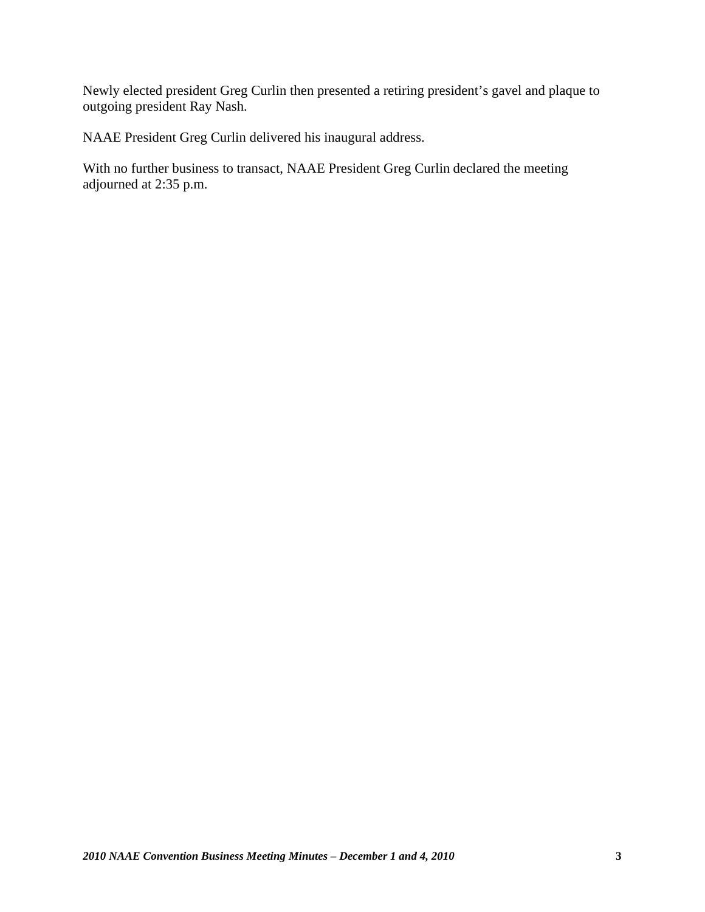Newly elected president Greg Curlin then presented a retiring president's gavel and plaque to outgoing president Ray Nash.

NAAE President Greg Curlin delivered his inaugural address.

With no further business to transact, NAAE President Greg Curlin declared the meeting adjourned at 2:35 p.m.